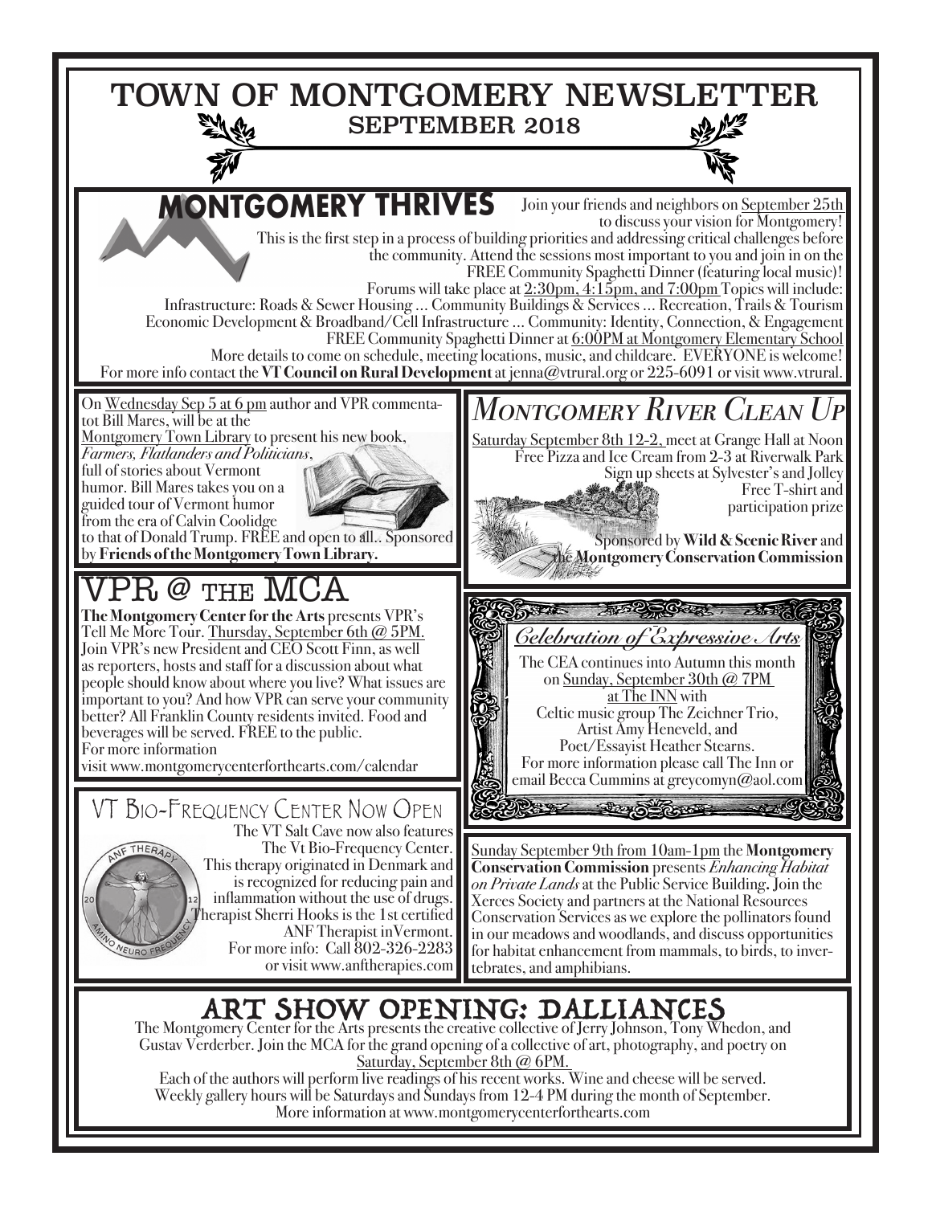# TOWN OF MONTGOMERY NEWSLETTER

## SEPTEMBER 2018

## MONTGOMERY THRIVES

Join your friends and neighbors on September 25th to discuss your vision for Montgomery! This is the first step in a process of building priorities and addressing critical challenges before the community. Attend the sessions most important to you and join in on the FREE Community Spaghetti Dinner (featuring local music)! Forums will take place at 2:30pm, 4:15pm, and 7:00pm Topics will include: Infrastructure: Roads & Sewer Housing ... Community Buildings & Services ... Recreation, Trails & Tourism Economic Development & Broadband/Cell Infrastructure ... Community: Identity, Connection, & Engagement FREE Community Spaghetti Dinner at 6:00PM at Montgomery Elementary School More details to come on schedule, meeting locations, music, and childcare. EVERYONE is welcome! For more info contact the **VT Council on Rural Development** at jenna@vtrural.org or 225-6091 or visit www.vtrural.

On Wednesday Sep 5 at 6 pm author and VPR commentatot Bill Mares, will be at the Montgomery Town Library to present his new book, *Farmers, Flatlanders and Politicians*, full of stories about Vermont humor. Bill Mares takes you on a guided tour of Vermont humor from the era of Calvin Coolidge to that of Donald Trump. FREE and open to all.. Sponsored by **Friends of the Montgomery Town Library.**

## *Montgomery River Clean Up*

Saturday September 8th 12-2, meet at Grange Hall at Noon
Free Pizza and Ice Cream from 2-3 at Riverwalk Park
Sign up sheets at Sylvester's and Jolley
Free T-shirt and participation prize

Sponsored by **Wild & Scenic River** and the **Montgomery Conservation Commission**

## VPR @ the MCA

**The Montgomery Center for the Arts** presents VPR's Tell Me More Tour. Thursday, September 6th @ 5PM. Join VPR's new President and CEO Scott Finn, as well as reporters, hosts and staff for a discussion about what people should know about where you live? What issues are important to you? And how VPR can serve your community better? All Franklin County residents invited. Food and beverages will be served. FREE to the public.
For more information
visit www.montgomerycenterforthearts.com/calendar

## *Celebration of Expressive Arts*

The CEA continues into Autumn this month on Sunday, September 30th @ 7PM at The INN with
Celtic music group The Zeichner Trio,
Artist Amy Heneveld, and
Poet/Essayist Heather Stearns.
For more information please call The Inn or email Becca Cummins at greycomyn@aol.com

## VT Bio-Frequency Center Now Open

The VT Salt Cave now also features The Vt Bio-Frequency Center. This therapy originated in Denmark and is recognized for reducing pain and inflammation without the use of drugs. Therapist Sherri Hooks is the 1st certified ANF Therapist inVermont.
For more info: Call 802-326-2283 or visit www.anftherapies.com

Sunday September 9th from 10am-1pm the **Montgomery Conservation Commission** presents *Enhancing Habitat on Private Lands* at the Public Service Building**.** Join the Xerces Society and partners at the National Resources Conservation Services as we explore the pollinators found in our meadows and woodlands, and discuss opportunities for habitat enhancement from mammals, to birds, to invertebrates, and amphibians.

## ART SHOW OPENING: DALLIANCES

The Montgomery Center for the Arts presents the creative collective of Jerry Johnson, Tony Whedon, and Gustav Verderber. Join the MCA for the grand opening of a collective of art, photography, and poetry on Saturday, September 8th @ 6PM.

Each of the authors will perform live readings of his recent works. Wine and cheese will be served.
Weekly gallery hours will be Saturdays and Sundays from 12-4 PM during the month of September.
More information at www.montgomerycenterforthearts.com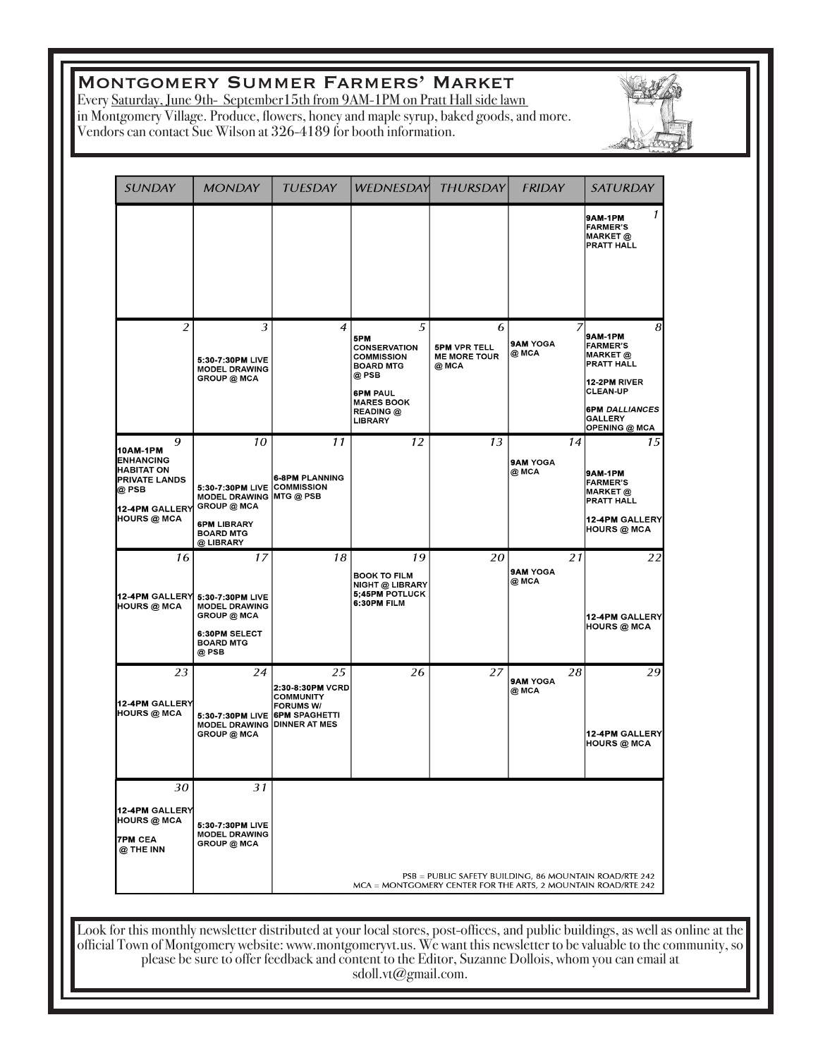## Montgomery Summer Farmers' Market

Every Saturday, June 9th- September15th from 9AM-1PM on Pratt Hall side lawn in Montgomery Village. Produce, flowers, honey and maple syrup, baked goods, and more. Vendors can contact Sue Wilson at 326-4189 for booth information.

| SUNDAY | MONDAY | TUESDAY | WEDNESDAY | THURSDAY | FRIDAY | SATURDAY |
|---|---|---|---|---|---|---|
| | | | | | | 1<br>**9AM-1PM** FARMER'S MARKET @ PRATT HALL |
| 2 | 3<br>**5:30-7:30PM** LIVE MODEL DRAWING GROUP @ MCA | 4 | 5<br>**5PM** CONSERVATION COMMISSION BOARD MTG @ PSB<br>**6PM** PAUL MARES BOOK READING @ LIBRARY | 6<br>**5PM** VPR TELL ME MORE TOUR @ MCA | 7<br>**9AM** YOGA @ MCA | 8<br>**9AM-1PM** FARMER'S MARKET @ PRATT HALL<br>**12-2PM** RIVER CLEAN-UP<br>**6PM** *DALLIANCES* GALLERY OPENING @ MCA |
| 9<br>**10AM-1PM** ENHANCING HABITAT ON PRIVATE LANDS @ PSB<br>**12-4PM** GALLERY HOURS @ MCA | 10<br>**5:30-7:30PM** LIVE MODEL DRAWING GROUP @ MCA<br>**6PM** LIBRARY BOARD MTG @ LIBRARY | 11<br>**6-8PM** PLANNING COMMISSION MTG @ PSB | 12 | 13 | 14<br>**9AM** YOGA @ MCA | 15<br>**9AM-1PM** FARMER'S MARKET @ PRATT HALL<br>**12-4PM** GALLERY HOURS @ MCA |
| 16<br>**12-4PM** GALLERY HOURS @ MCA | 17<br>**5:30-7:30PM** LIVE MODEL DRAWING GROUP @ MCA<br>**6:30PM** SELECT BOARD MTG @ PSB | 18 | 19<br>BOOK TO FILM NIGHT @ LIBRARY 5;45PM POTLUCK 6:30PM FILM | 20 | 21<br>**9AM** YOGA @ MCA | 22<br>**12-4PM** GALLERY HOURS @ MCA |
| 23<br>**12-4PM** GALLERY HOURS @ MCA | 24<br>**5:30-7:30PM** LIVE MODEL DRAWING GROUP @ MCA | 25<br>**2:30-8:30PM** VCRD COMMUNITY FORUMS W/ **6PM** SPAGHETTI DINNER AT MES | 26 | 27 | 28<br>**9AM** YOGA @ MCA | 29<br>**12-4PM** GALLERY HOURS @ MCA |
| 30<br>**12-4PM** GALLERY HOURS @ MCA<br>**7PM** CEA @ THE INN | 31<br>**5:30-7:30PM** LIVE MODEL DRAWING GROUP @ MCA | | | | | |

PSB = PUBLIC SAFETY BUILDING, 86 MOUNTAIN ROAD/RTE 242
MCA = MONTGOMERY CENTER FOR THE ARTS, 2 MOUNTAIN ROAD/RTE 242

Look for this monthly newsletter distributed at your local stores, post-offices, and public buildings, as well as online at the official Town of Montgomery website: www.montgomeryvt.us. We want this newsletter to be valuable to the community, so please be sure to offer feedback and content to the Editor, Suzanne Dollois, whom you can email at sdoll.vt@gmail.com.